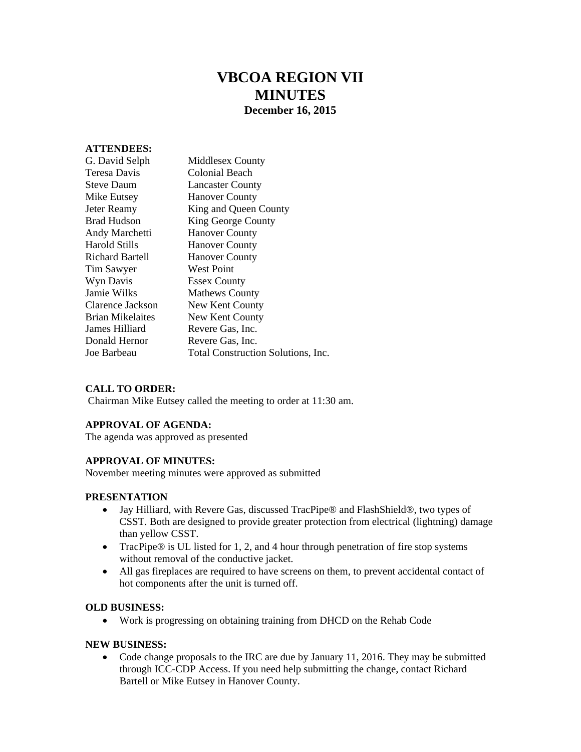# VBCOA REGION VII
# MINUTES
### December 16, 2015

**ATTENDEES:**

| | |
|---|---|
| G. David Selph | Middlesex County |
| Teresa Davis | Colonial Beach |
| Steve Daum | Lancaster County |
| Mike Eutsey | Hanover County |
| Jeter Reamy | King and Queen County |
| Brad Hudson | King George County |
| Andy Marchetti | Hanover County |
| Harold Stills | Hanover County |
| Richard Bartell | Hanover County |
| Tim Sawyer | West Point |
| Wyn Davis | Essex County |
| Jamie Wilks | Mathews County |
| Clarence Jackson | New Kent County |
| Brian Mikelaites | New Kent County |
| James Hilliard | Revere Gas, Inc. |
| Donald Hernor | Revere Gas, Inc. |
| Joe Barbeau | Total Construction Solutions, Inc. |

**CALL TO ORDER:**
Chairman Mike Eutsey called the meeting to order at 11:30 am.

**APPROVAL OF AGENDA:**
The agenda was approved as presented

**APPROVAL OF MINUTES:**
November meeting minutes were approved as submitted

**PRESENTATION**

- Jay Hilliard, with Revere Gas, discussed TracPipe® and FlashShield®, two types of CSST. Both are designed to provide greater protection from electrical (lightning) damage than yellow CSST.
- TracPipe® is UL listed for 1, 2, and 4 hour through penetration of fire stop systems without removal of the conductive jacket.
- All gas fireplaces are required to have screens on them, to prevent accidental contact of hot components after the unit is turned off.

**OLD BUSINESS:**

- Work is progressing on obtaining training from DHCD on the Rehab Code

**NEW BUSINESS:**

- Code change proposals to the IRC are due by January 11, 2016. They may be submitted through ICC-CDP Access. If you need help submitting the change, contact Richard Bartell or Mike Eutsey in Hanover County.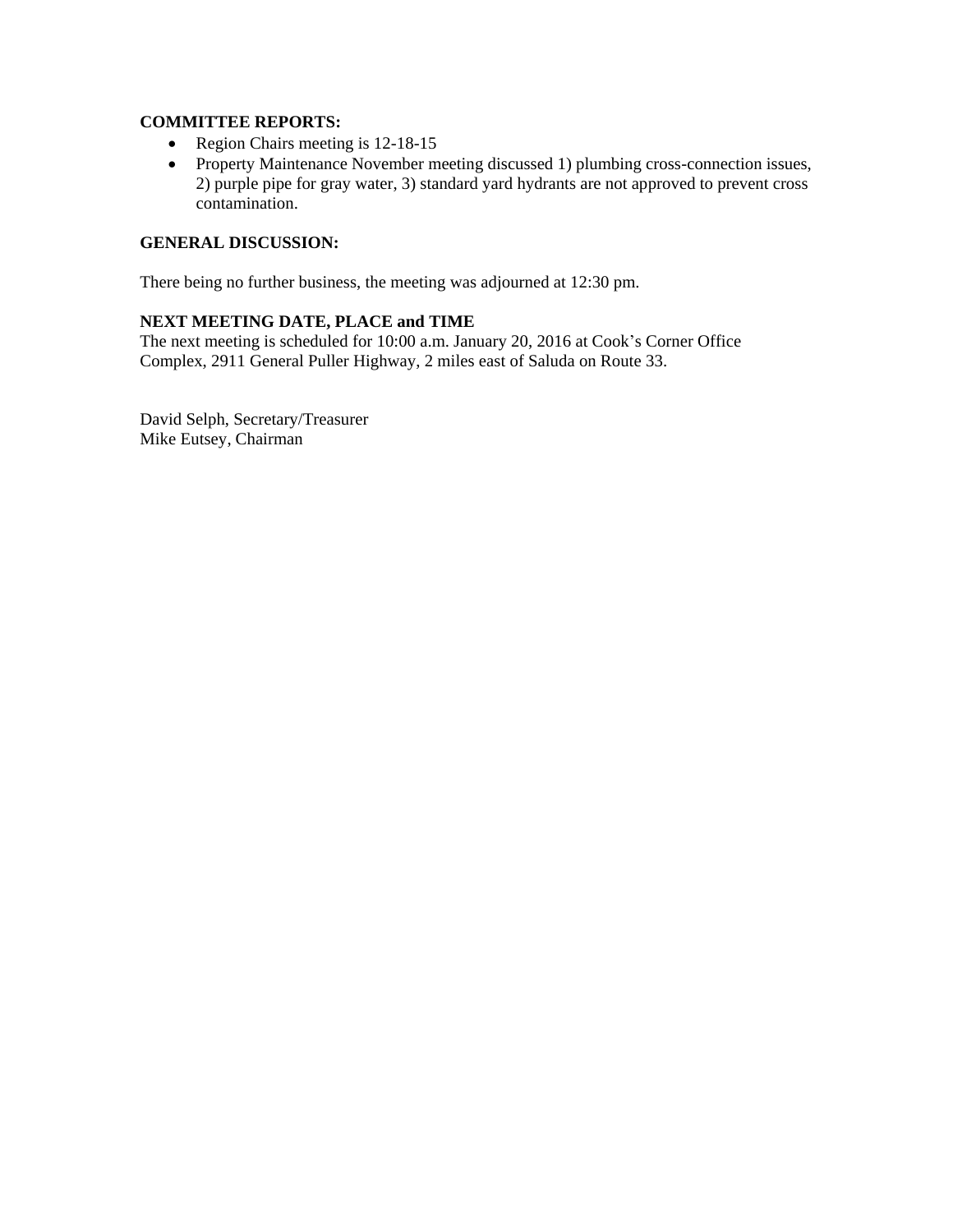**COMMITTEE REPORTS:**

- Region Chairs meeting is 12-18-15
- Property Maintenance November meeting discussed 1) plumbing cross-connection issues, 2) purple pipe for gray water, 3) standard yard hydrants are not approved to prevent cross contamination.

**GENERAL DISCUSSION:**

There being no further business, the meeting was adjourned at 12:30 pm.

**NEXT MEETING DATE, PLACE and TIME**

The next meeting is scheduled for 10:00 a.m. January 20, 2016 at Cook's Corner Office Complex, 2911 General Puller Highway, 2 miles east of Saluda on Route 33.

David Selph, Secretary/Treasurer
Mike Eutsey, Chairman